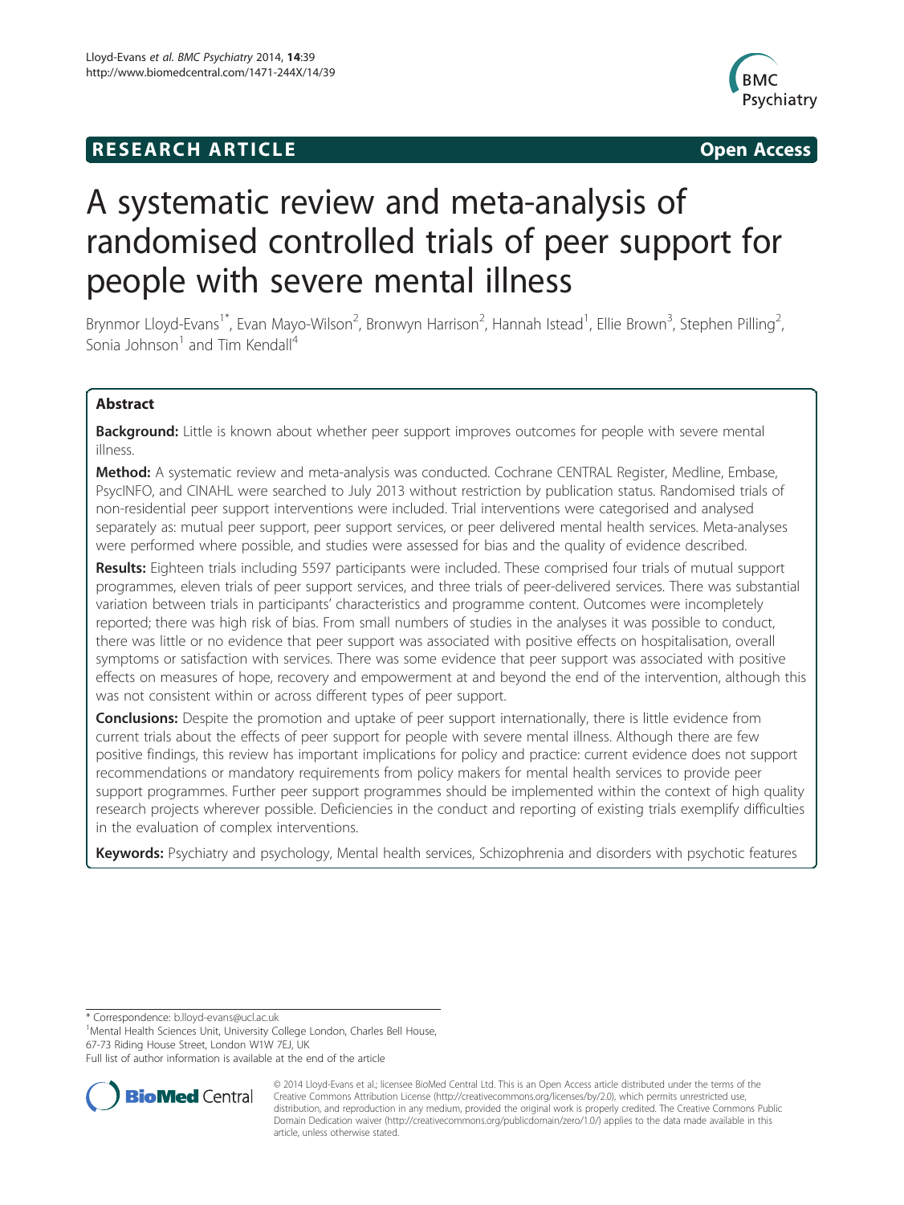RESEARCH ARTICLE Open Access

# A systematic review and meta-analysis of randomised controlled trials of peer support for people with severe mental illness

Brynmor Lloyd-Evans[1*], Evan Mayo-Wilson[2], Bronwyn Harrison[2], Hannah Istead[1], Ellie Brown[3], Stephen Pilling[2], Sonia Johnson[1] and Tim Kendall[4]

## Abstract

**Background:** Little is known about whether peer support improves outcomes for people with severe mental illness.

**Method:** A systematic review and meta-analysis was conducted. Cochrane CENTRAL Register, Medline, Embase, PsycINFO, and CINAHL were searched to July 2013 without restriction by publication status. Randomised trials of non-residential peer support interventions were included. Trial interventions were categorised and analysed separately as: mutual peer support, peer support services, or peer delivered mental health services. Meta-analyses were performed where possible, and studies were assessed for bias and the quality of evidence described.

**Results:** Eighteen trials including 5597 participants were included. These comprised four trials of mutual support programmes, eleven trials of peer support services, and three trials of peer-delivered services. There was substantial variation between trials in participants' characteristics and programme content. Outcomes were incompletely reported; there was high risk of bias. From small numbers of studies in the analyses it was possible to conduct, there was little or no evidence that peer support was associated with positive effects on hospitalisation, overall symptoms or satisfaction with services. There was some evidence that peer support was associated with positive effects on measures of hope, recovery and empowerment at and beyond the end of the intervention, although this was not consistent within or across different types of peer support.

**Conclusions:** Despite the promotion and uptake of peer support internationally, there is little evidence from current trials about the effects of peer support for people with severe mental illness. Although there are few positive findings, this review has important implications for policy and practice: current evidence does not support recommendations or mandatory requirements from policy makers for mental health services to provide peer support programmes. Further peer support programmes should be implemented within the context of high quality research projects wherever possible. Deficiencies in the conduct and reporting of existing trials exemplify difficulties in the evaluation of complex interventions.

**Keywords:** Psychiatry and psychology, Mental health services, Schizophrenia and disorders with psychotic features

\* Correspondence: b.lloyd-evans@ucl.ac.uk
[1]Mental Health Sciences Unit, University College London, Charles Bell House, 67-73 Riding House Street, London W1W 7EJ, UK
Full list of author information is available at the end of the article

© 2014 Lloyd-Evans et al.; licensee BioMed Central Ltd. This is an Open Access article distributed under the terms of the Creative Commons Attribution License (http://creativecommons.org/licenses/by/2.0), which permits unrestricted use, distribution, and reproduction in any medium, provided the original work is properly credited. The Creative Commons Public Domain Dedication waiver (http://creativecommons.org/publicdomain/zero/1.0/) applies to the data made available in this article, unless otherwise stated.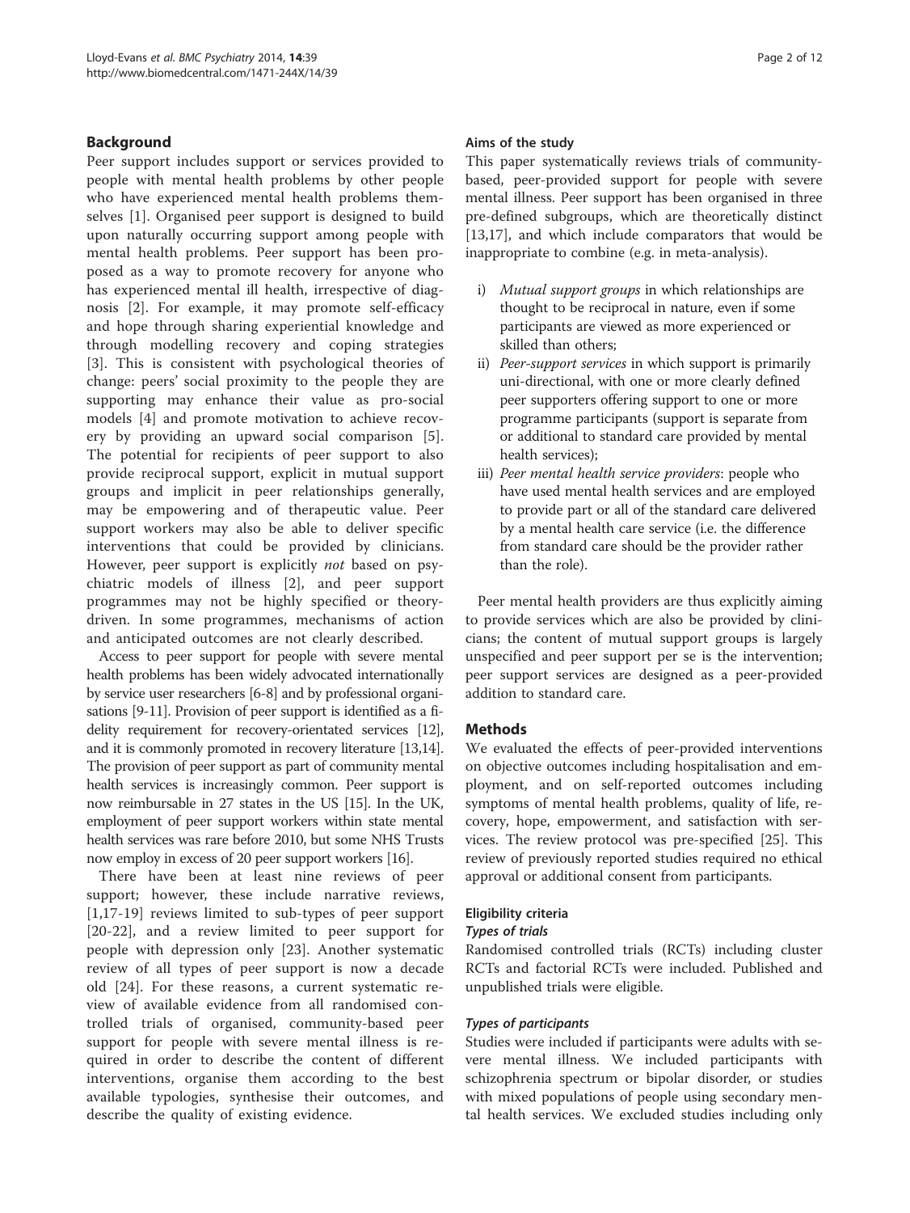## Background

Peer support includes support or services provided to people with mental health problems by other people who have experienced mental health problems themselves [1]. Organised peer support is designed to build upon naturally occurring support among people with mental health problems. Peer support has been proposed as a way to promote recovery for anyone who has experienced mental ill health, irrespective of diagnosis [2]. For example, it may promote self-efficacy and hope through sharing experiential knowledge and through modelling recovery and coping strategies [3]. This is consistent with psychological theories of change: peers' social proximity to the people they are supporting may enhance their value as pro-social models [4] and promote motivation to achieve recovery by providing an upward social comparison [5]. The potential for recipients of peer support to also provide reciprocal support, explicit in mutual support groups and implicit in peer relationships generally, may be empowering and of therapeutic value. Peer support workers may also be able to deliver specific interventions that could be provided by clinicians. However, peer support is explicitly *not* based on psychiatric models of illness [2], and peer support programmes may not be highly specified or theory-driven. In some programmes, mechanisms of action and anticipated outcomes are not clearly described.

Access to peer support for people with severe mental health problems has been widely advocated internationally by service user researchers [6-8] and by professional organisations [9-11]. Provision of peer support is identified as a fidelity requirement for recovery-orientated services [12], and it is commonly promoted in recovery literature [13,14]. The provision of peer support as part of community mental health services is increasingly common. Peer support is now reimbursable in 27 states in the US [15]. In the UK, employment of peer support workers within state mental health services was rare before 2010, but some NHS Trusts now employ in excess of 20 peer support workers [16].

There have been at least nine reviews of peer support; however, these include narrative reviews, [1,17-19] reviews limited to sub-types of peer support [20-22], and a review limited to peer support for people with depression only [23]. Another systematic review of all types of peer support is now a decade old [24]. For these reasons, a current systematic review of available evidence from all randomised controlled trials of organised, community-based peer support for people with severe mental illness is required in order to describe the content of different interventions, organise them according to the best available typologies, synthesise their outcomes, and describe the quality of existing evidence.

### Aims of the study

This paper systematically reviews trials of community-based, peer-provided support for people with severe mental illness. Peer support has been organised in three pre-defined subgroups, which are theoretically distinct [13,17], and which include comparators that would be inappropriate to combine (e.g. in meta-analysis).

i) *Mutual support groups* in which relationships are thought to be reciprocal in nature, even if some participants are viewed as more experienced or skilled than others;
ii) *Peer-support services* in which support is primarily uni-directional, with one or more clearly defined peer supporters offering support to one or more programme participants (support is separate from or additional to standard care provided by mental health services);
iii) *Peer mental health service providers*: people who have used mental health services and are employed to provide part or all of the standard care delivered by a mental health care service (i.e. the difference from standard care should be the provider rather than the role).

Peer mental health providers are thus explicitly aiming to provide services which are also be provided by clinicians; the content of mutual support groups is largely unspecified and peer support per se is the intervention; peer support services are designed as a peer-provided addition to standard care.

## Methods

We evaluated the effects of peer-provided interventions on objective outcomes including hospitalisation and employment, and on self-reported outcomes including symptoms of mental health problems, quality of life, recovery, hope, empowerment, and satisfaction with services. The review protocol was pre-specified [25]. This review of previously reported studies required no ethical approval or additional consent from participants.

### Eligibility criteria

#### *Types of trials*

Randomised controlled trials (RCTs) including cluster RCTs and factorial RCTs were included. Published and unpublished trials were eligible.

#### *Types of participants*

Studies were included if participants were adults with severe mental illness. We included participants with schizophrenia spectrum or bipolar disorder, or studies with mixed populations of people using secondary mental health services. We excluded studies including only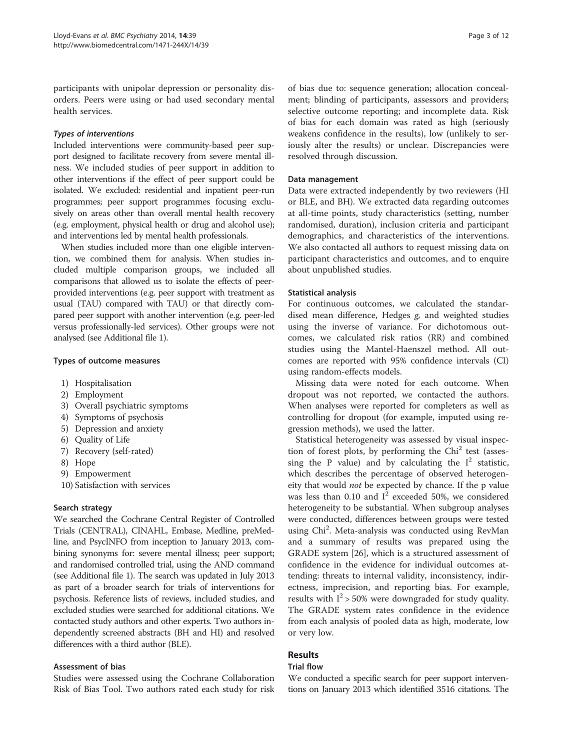participants with unipolar depression or personality disorders. Peers were using or had used secondary mental health services.

#### *Types of interventions*

Included interventions were community-based peer support designed to facilitate recovery from severe mental illness. We included studies of peer support in addition to other interventions if the effect of peer support could be isolated. We excluded: residential and inpatient peer-run programmes; peer support programmes focusing exclusively on areas other than overall mental health recovery (e.g. employment, physical health or drug and alcohol use); and interventions led by mental health professionals.

When studies included more than one eligible intervention, we combined them for analysis. When studies included multiple comparison groups, we included all comparisons that allowed us to isolate the effects of peer-provided interventions (e.g. peer support with treatment as usual (TAU) compared with TAU) or that directly compared peer support with another intervention (e.g. peer-led versus professionally-led services). Other groups were not analysed (see Additional file 1).

### Types of outcome measures

1) Hospitalisation
2) Employment
3) Overall psychiatric symptoms
4) Symptoms of psychosis
5) Depression and anxiety
6) Quality of Life
7) Recovery (self-rated)
8) Hope
9) Empowerment
10) Satisfaction with services

### Search strategy

We searched the Cochrane Central Register of Controlled Trials (CENTRAL), CINAHL, Embase, Medline, preMedline, and PsycINFO from inception to January 2013, combining synonyms for: severe mental illness; peer support; and randomised controlled trial, using the AND command (see Additional file 1). The search was updated in July 2013 as part of a broader search for trials of interventions for psychosis. Reference lists of reviews, included studies, and excluded studies were searched for additional citations. We contacted study authors and other experts. Two authors independently screened abstracts (BH and HI) and resolved differences with a third author (BLE).

### Assessment of bias

Studies were assessed using the Cochrane Collaboration Risk of Bias Tool. Two authors rated each study for risk of bias due to: sequence generation; allocation concealment; blinding of participants, assessors and providers; selective outcome reporting; and incomplete data. Risk of bias for each domain was rated as high (seriously weakens confidence in the results), low (unlikely to seriously alter the results) or unclear. Discrepancies were resolved through discussion.

### Data management

Data were extracted independently by two reviewers (HI or BLE, and BH). We extracted data regarding outcomes at all-time points, study characteristics (setting, number randomised, duration), inclusion criteria and participant demographics, and characteristics of the interventions. We also contacted all authors to request missing data on participant characteristics and outcomes, and to enquire about unpublished studies.

### Statistical analysis

For continuous outcomes, we calculated the standardised mean difference, Hedges *g*, and weighted studies using the inverse of variance. For dichotomous outcomes, we calculated risk ratios (RR) and combined studies using the Mantel-Haenszel method. All outcomes are reported with 95% confidence intervals (CI) using random-effects models.

Missing data were noted for each outcome. When dropout was not reported, we contacted the authors. When analyses were reported for completers as well as controlling for dropout (for example, imputed using regression methods), we used the latter.

Statistical heterogeneity was assessed by visual inspection of forest plots, by performing the $Chi^2$ test (assessing the P value) and by calculating the $I^2$ statistic, which describes the percentage of observed heterogeneity that would *not* be expected by chance. If the p value was less than 0.10 and $I^2$ exceeded 50%, we considered heterogeneity to be substantial. When subgroup analyses were conducted, differences between groups were tested using $Chi^2$. Meta-analysis was conducted using RevMan and a summary of results was prepared using the GRADE system [26], which is a structured assessment of confidence in the evidence for individual outcomes attending: threats to internal validity, inconsistency, indirectness, imprecision, and reporting bias. For example, results with $I^2 > 50\%$ were downgraded for study quality. The GRADE system rates confidence in the evidence from each analysis of pooled data as high, moderate, low or very low.

## Results

### Trial flow

We conducted a specific search for peer support interventions on January 2013 which identified 3516 citations. The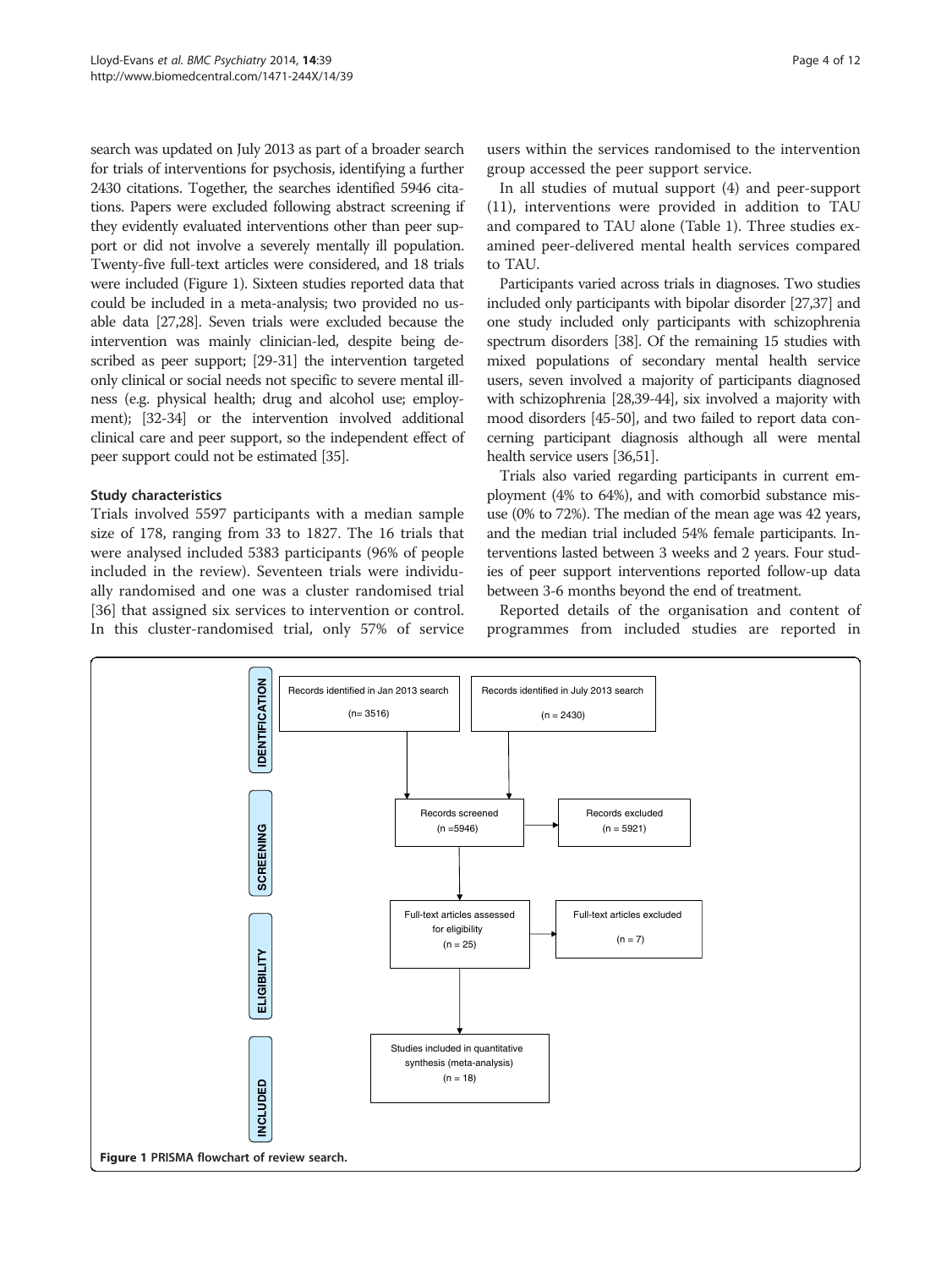search was updated on July 2013 as part of a broader search for trials of interventions for psychosis, identifying a further 2430 citations. Together, the searches identified 5946 citations. Papers were excluded following abstract screening if they evidently evaluated interventions other than peer support or did not involve a severely mentally ill population. Twenty-five full-text articles were considered, and 18 trials were included (Figure 1). Sixteen studies reported data that could be included in a meta-analysis; two provided no usable data [27,28]. Seven trials were excluded because the intervention was mainly clinician-led, despite being described as peer support; [29-31] the intervention targeted only clinical or social needs not specific to severe mental illness (e.g. physical health; drug and alcohol use; employment); [32-34] or the intervention involved additional clinical care and peer support, so the independent effect of peer support could not be estimated [35].

### Study characteristics

Trials involved 5597 participants with a median sample size of 178, ranging from 33 to 1827. The 16 trials that were analysed included 5383 participants (96% of people included in the review). Seventeen trials were individually randomised and one was a cluster randomised trial [36] that assigned six services to intervention or control. In this cluster-randomised trial, only 57% of service users within the services randomised to the intervention group accessed the peer support service.

In all studies of mutual support (4) and peer-support (11), interventions were provided in addition to TAU and compared to TAU alone (Table 1). Three studies examined peer-delivered mental health services compared to TAU.

Participants varied across trials in diagnoses. Two studies included only participants with bipolar disorder [27,37] and one study included only participants with schizophrenia spectrum disorders [38]. Of the remaining 15 studies with mixed populations of secondary mental health service users, seven involved a majority of participants diagnosed with schizophrenia [28,39-44], six involved a majority with mood disorders [45-50], and two failed to report data concerning participant diagnosis although all were mental health service users [36,51].

Trials also varied regarding participants in current employment (4% to 64%), and with comorbid substance misuse (0% to 72%). The median of the mean age was 42 years, and the median trial included 54% female participants. Interventions lasted between 3 weeks and 2 years. Four studies of peer support interventions reported follow-up data between 3-6 months beyond the end of treatment.

Reported details of the organisation and content of programmes from included studies are reported in

**IDENTIFICATION**
- Records identified in Jan 2013 search (n= 3516)
- Records identified in July 2013 search (n = 2430)

**SCREENING**
- Records screened (n =5946)
- Records excluded (n = 5921)

**ELIGIBILITY**
- Full-text articles assessed for eligibility (n = 25)
- Full-text articles excluded (n = 7)

**INCLUDED**
- Studies included in quantitative synthesis (meta-analysis) (n = 18)

**Figure 1** PRISMA flowchart of review search.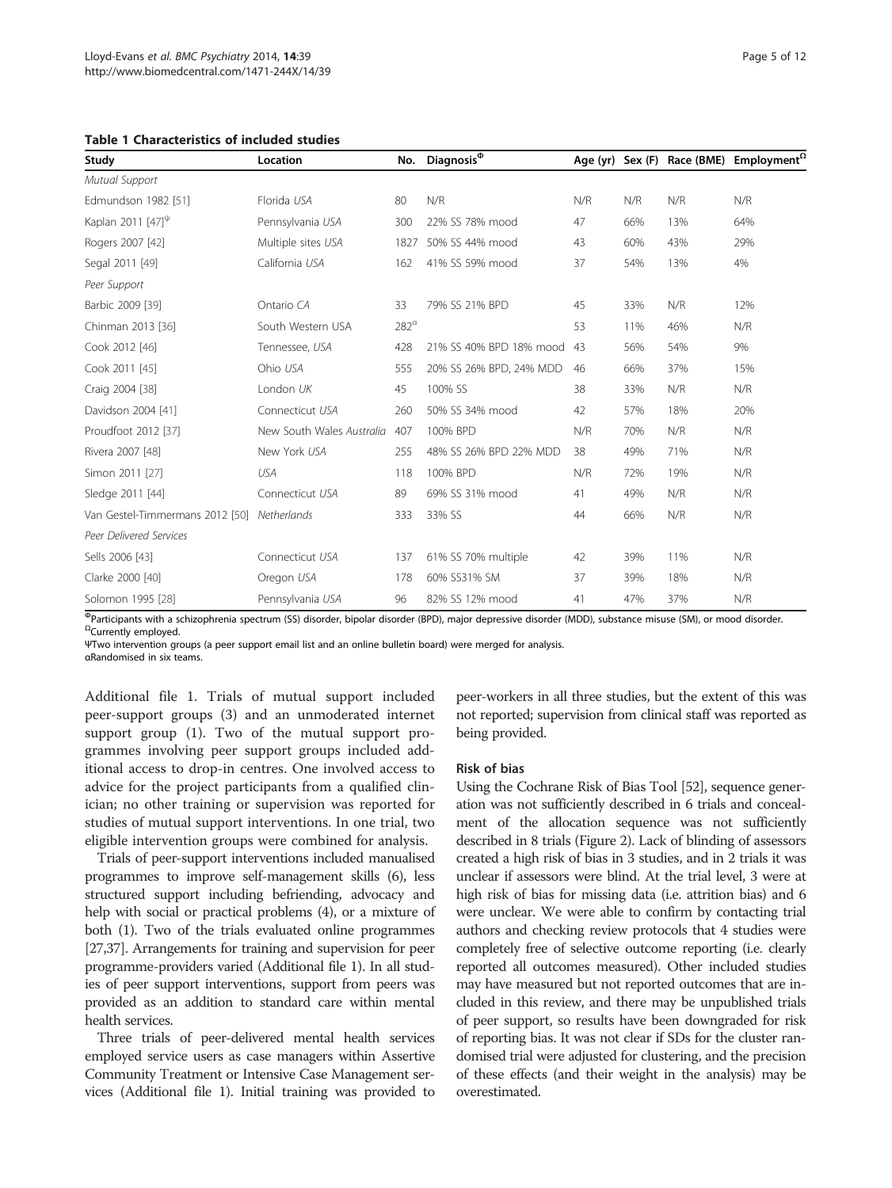**Table 1 Characteristics of included studies**

| Study | Location | No. | Diagnosis[Φ] | Age (yr) | Sex (F) | Race (BME) | Employment[Ω] |
|---|---|---|---|---|---|---|---|
| *Mutual Support* | | | | | | | |
| Edmundson 1982 [51] | Florida *USA* | 80 | N/R | N/R | N/R | N/R | N/R |
| Kaplan 2011 [47][Ψ] | Pennsylvania *USA* | 300 | 22% SS 78% mood | 47 | 66% | 13% | 64% |
| Rogers 2007 [42] | Multiple sites *USA* | 1827 | 50% SS 44% mood | 43 | 60% | 43% | 29% |
| Segal 2011 [49] | California *USA* | 162 | 41% SS 59% mood | 37 | 54% | 13% | 4% |
| *Peer Support* | | | | | | | |
| Barbic 2009 [39] | Ontario *CA* | 33 | 79% SS 21% BPD | 45 | 33% | N/R | 12% |
| Chinman 2013 [36] | South Western USA | 282[α] | | 53 | 11% | 46% | N/R |
| Cook 2012 [46] | Tennessee, *USA* | 428 | 21% SS 40% BPD 18% mood | 43 | 56% | 54% | 9% |
| Cook 2011 [45] | Ohio *USA* | 555 | 20% SS 26% BPD, 24% MDD | 46 | 66% | 37% | 15% |
| Craig 2004 [38] | London *UK* | 45 | 100% SS | 38 | 33% | N/R | N/R |
| Davidson 2004 [41] | Connecticut *USA* | 260 | 50% SS 34% mood | 42 | 57% | 18% | 20% |
| Proudfoot 2012 [37] | New South Wales *Australia* | 407 | 100% BPD | N/R | 70% | N/R | N/R |
| Rivera 2007 [48] | New York *USA* | 255 | 48% SS 26% BPD 22% MDD | 38 | 49% | 71% | N/R |
| Simon 2011 [27] | *USA* | 118 | 100% BPD | N/R | 72% | 19% | N/R |
| Sledge 2011 [44] | Connecticut *USA* | 89 | 69% SS 31% mood | 41 | 49% | N/R | N/R |
| Van Gestel-Timmermans 2012 [50] | *Netherlands* | 333 | 33% SS | 44 | 66% | N/R | N/R |
| *Peer Delivered Services* | | | | | | | |
| Sells 2006 [43] | Connecticut *USA* | 137 | 61% SS 70% multiple | 42 | 39% | 11% | N/R |
| Clarke 2000 [40] | Oregon *USA* | 178 | 60% SS31% SM | 37 | 39% | 18% | N/R |
| Solomon 1995 [28] | Pennsylvania *USA* | 96 | 82% SS 12% mood | 41 | 47% | 37% | N/R |

[Φ]Participants with a schizophrenia spectrum (SS) disorder, bipolar disorder (BPD), major depressive disorder (MDD), substance misuse (SM), or mood disorder.
[Ω]Currently employed.
ΨTwo intervention groups (a peer support email list and an online bulletin board) were merged for analysis.
αRandomised in six teams.

Additional file 1. Trials of mutual support included peer-support groups (3) and an unmoderated internet support group (1). Two of the mutual support programmes involving peer support groups included additional access to drop-in centres. One involved access to advice for the project participants from a qualified clinician; no other training or supervision was reported for studies of mutual support interventions. In one trial, two eligible intervention groups were combined for analysis.

Trials of peer-support interventions included manualised programmes to improve self-management skills (6), less structured support including befriending, advocacy and help with social or practical problems (4), or a mixture of both (1). Two of the trials evaluated online programmes [27,37]. Arrangements for training and supervision for peer programme-providers varied (Additional file 1). In all studies of peer support interventions, support from peers was provided as an addition to standard care within mental health services.

Three trials of peer-delivered mental health services employed service users as case managers within Assertive Community Treatment or Intensive Case Management services (Additional file 1). Initial training was provided to peer-workers in all three studies, but the extent of this was not reported; supervision from clinical staff was reported as being provided.

### Risk of bias

Using the Cochrane Risk of Bias Tool [52], sequence generation was not sufficiently described in 6 trials and concealment of the allocation sequence was not sufficiently described in 8 trials (Figure 2). Lack of blinding of assessors created a high risk of bias in 3 studies, and in 2 trials it was unclear if assessors were blind. At the trial level, 3 were at high risk of bias for missing data (i.e. attrition bias) and 6 were unclear. We were able to confirm by contacting trial authors and checking review protocols that 4 studies were completely free of selective outcome reporting (i.e. clearly reported all outcomes measured). Other included studies may have measured but not reported outcomes that are included in this review, and there may be unpublished trials of peer support, so results have been downgraded for risk of reporting bias. It was not clear if SDs for the cluster randomised trial were adjusted for clustering, and the precision of these effects (and their weight in the analysis) may be overestimated.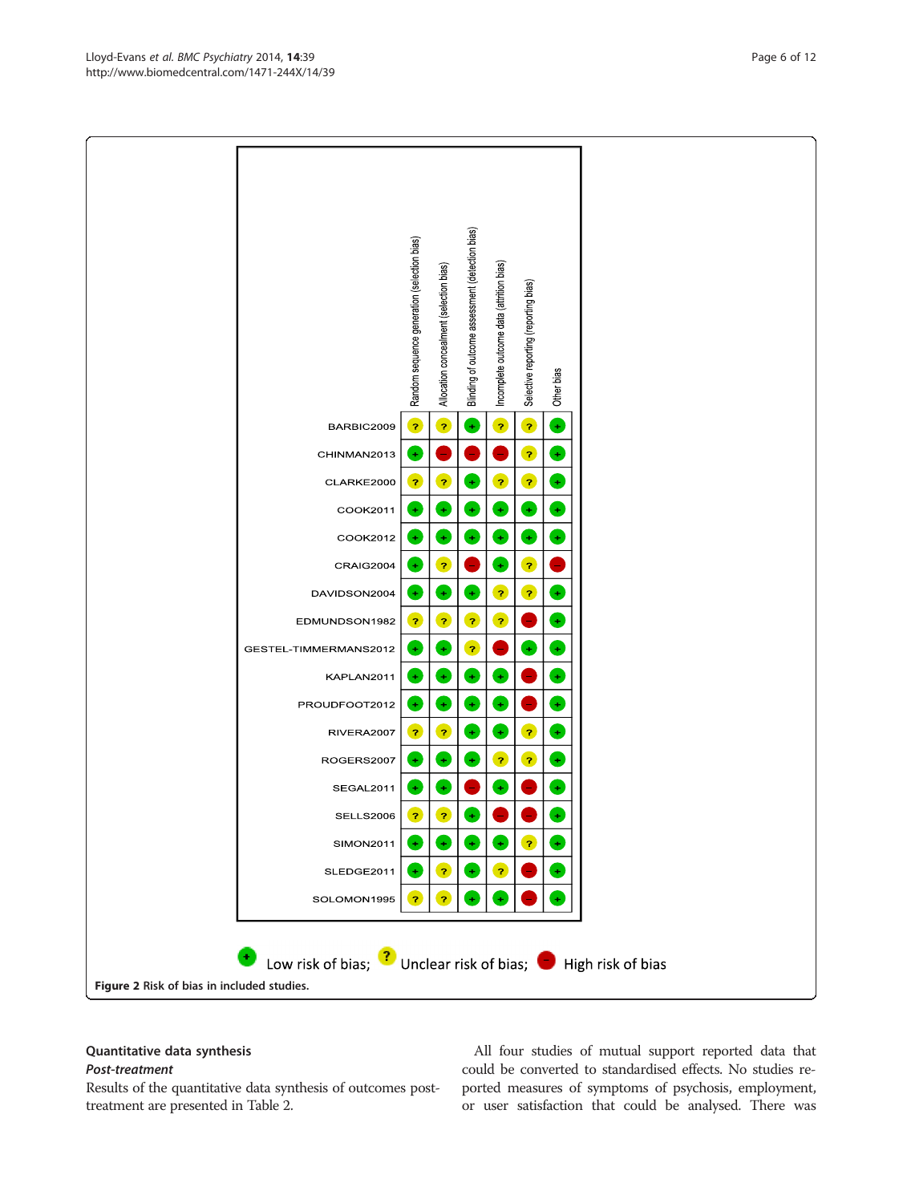| | Random sequence generation (selection bias) | Allocation concealment (selection bias) | Blinding of outcome assessment (detection bias) | Incomplete outcome data (attrition bias) | Selective reporting (reporting bias) | Other bias |
|---|---|---|---|---|---|---|
| BARBIC2009 | ? | ? | + | ? | ? | + |
| CHINMAN2013 | + | − | − | − | ? | + |
| CLARKE2000 | ? | ? | + | ? | ? | + |
| COOK2011 | + | + | + | + | + | + |
| COOK2012 | + | + | + | + | + | + |
| CRAIG2004 | + | ? | − | + | ? | − |
| DAVIDSON2004 | + | + | + | ? | ? | + |
| EDMUNDSON1982 | ? | ? | ? | ? | − | + |
| GESTEL-TIMMERMANS2012 | + | + | ? | − | + | + |
| KAPLAN2011 | + | + | + | + | − | + |
| PROUDFOOT2012 | + | + | + | + | − | + |
| RIVERA2007 | ? | ? | + | + | ? | + |
| ROGERS2007 | + | + | + | ? | ? | + |
| SEGAL2011 | + | + | − | + | − | + |
| SELLS2006 | ? | ? | + | − | − | + |
| SIMON2011 | + | + | + | + | ? | + |
| SLEDGE2011 | + | ? | + | ? | − | + |
| SOLOMON1995 | ? | ? | + | + | − | + |

+ Low risk of bias; ? Unclear risk of bias; − High risk of bias

**Figure 2** Risk of bias in included studies.

## Quantitative data synthesis

### *Post-treatment*

Results of the quantitative data synthesis of outcomes post-treatment are presented in Table 2.

All four studies of mutual support reported data that could be converted to standardised effects. No studies reported measures of symptoms of psychosis, employment, or user satisfaction that could be analysed. There was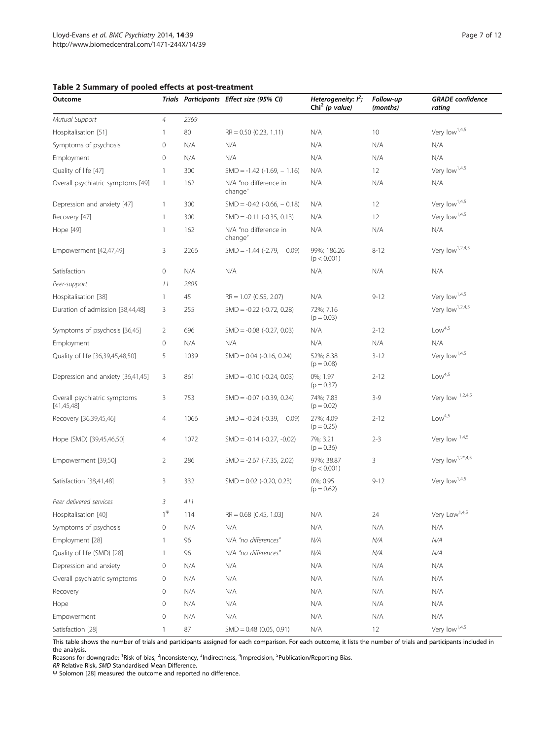**Table 2 Summary of pooled effects at post-treatment**

| Outcome | Trials | Participants | Effect size (95% CI) | Heterogeneity: $I^2$; $Chi^2$ (p value) | Follow-up (months) | GRADE confidence rating |
|---|---|---|---|---|---|---|
| *Mutual Support* | *4* | *2369* | | | | |
| Hospitalisation [51] | 1 | 80 | RR = 0.50 (0.23, 1.11) | N/A | 10 | Very low[1,4,5] |
| Symptoms of psychosis | 0 | N/A | N/A | N/A | N/A | N/A |
| Employment | 0 | N/A | N/A | N/A | N/A | N/A |
| Quality of life [47] | 1 | 300 | SMD = -1.42 (-1.69, − 1.16) | N/A | 12 | Very low[1,4,5] |
| Overall psychiatric symptoms [49] | 1 | 162 | N/A "no difference in change" | N/A | N/A | N/A |
| Depression and anxiety [47] | 1 | 300 | SMD = -0.42 (-0.66, − 0.18) | N/A | 12 | Very low[1,4,5] |
| Recovery [47] | 1 | 300 | SMD = -0.11 (-0.35, 0.13) | N/A | 12 | Very low[1,4,5] |
| Hope [49] | 1 | 162 | N/A "no difference in change" | N/A | N/A | N/A |
| Empowerment [42,47,49] | 3 | 2266 | SMD = -1.44 (-2.79, − 0.09) | 99%; 186.26 (p < 0.001) | 8-12 | Very low[1,2,4,5] |
| Satisfaction | 0 | N/A | N/A | N/A | N/A | N/A |
| *Peer-support* | *11* | *2805* | | | | |
| Hospitalisation [38] | 1 | 45 | RR = 1.07 (0.55, 2.07) | N/A | 9-12 | Very low[1,4,5] |
| Duration of admission [38,44,48] | 3 | 255 | SMD = -0.22 (-0.72, 0.28) | 72%; 7.16 (p = 0.03) | | Very low[1,2,4,5] |
| Symptoms of psychosis [36,45] | 2 | 696 | SMD = -0.08 (-0.27, 0.03) | N/A | 2-12 | Low[4,5] |
| Employment | 0 | N/A | N/A | N/A | N/A | N/A |
| Quality of life [36,39,45,48,50] | 5 | 1039 | SMD = 0.04 (-0.16, 0.24) | 52%; 8.38 (p = 0.08) | 3-12 | Very low[1,4,5] |
| Depression and anxiety [36,41,45] | 3 | 861 | SMD = -0.10 (-0.24, 0.03) | 0%; 1.97 (p = 0.37) | 2-12 | Low[4,5] |
| Overall psychiatric symptoms [41,45,48] | 3 | 753 | SMD = -0.07 (-0.39, 0.24) | 74%; 7.83 (p = 0.02) | 3-9 | Very low [1,2,4,5] |
| Recovery [36,39,45,46] | 4 | 1066 | SMD = -0.24 (-0.39, − 0.09) | 27%; 4.09 (p = 0.25) | 2-12 | Low[4,5] |
| Hope (SMD) [39,45,46,50] | 4 | 1072 | SMD = -0.14 (-0.27, -0.02) | 7%; 3.21 (p = 0.36) | 2-3 | Very low [1,4,5] |
| Empowerment [39,50] | 2 | 286 | SMD = -2.67 (-7.35, 2.02) | 97%; 38.87 (p < 0.001) | 3 | Very low[1,2*,4,5] |
| Satisfaction [38,41,48] | 3 | 332 | SMD = 0.02 (-0.20, 0.23) | 0%; 0.95 (p = 0.62) | 9-12 | Very low[1,4,5] |
| *Peer delivered services* | *3* | *411* | | | | |
| Hospitalisation [40] | 1[Ψ] | 114 | RR = 0.68 [0.45, 1.03] | N/A | 24 | Very Low[1,4,5] |
| Symptoms of psychosis | 0 | N/A | N/A | N/A | N/A | N/A |
| Employment [28] | 1 | 96 | N/A *"no differences"* | *N/A* | *N/A* | *N/A* |
| Quality of life (SMD) [28] | 1 | 96 | N/A *"no differences"* | *N/A* | *N/A* | *N/A* |
| Depression and anxiety | 0 | N/A | N/A | N/A | N/A | N/A |
| Overall psychiatric symptoms | 0 | N/A | N/A | N/A | N/A | N/A |
| Recovery | 0 | N/A | N/A | N/A | N/A | N/A |
| Hope | 0 | N/A | N/A | N/A | N/A | N/A |
| Empowerment | 0 | N/A | N/A | N/A | N/A | N/A |
| Satisfaction [28] | 1 | 87 | SMD = 0.48 (0.05, 0.91) | N/A | 12 | Very low[1,4,5] |

This table shows the number of trials and participants assigned for each comparison. For each outcome, it lists the number of trials and participants included in the analysis.

Reasons for downgrade: [1]Risk of bias, [2]Inconsistency, [3]Indirectness, [4]Imprecision, [5]Publication/Reporting Bias.

*RR* Relative Risk, *SMD* Standardised Mean Difference.

Ψ Solomon [28] measured the outcome and reported no difference.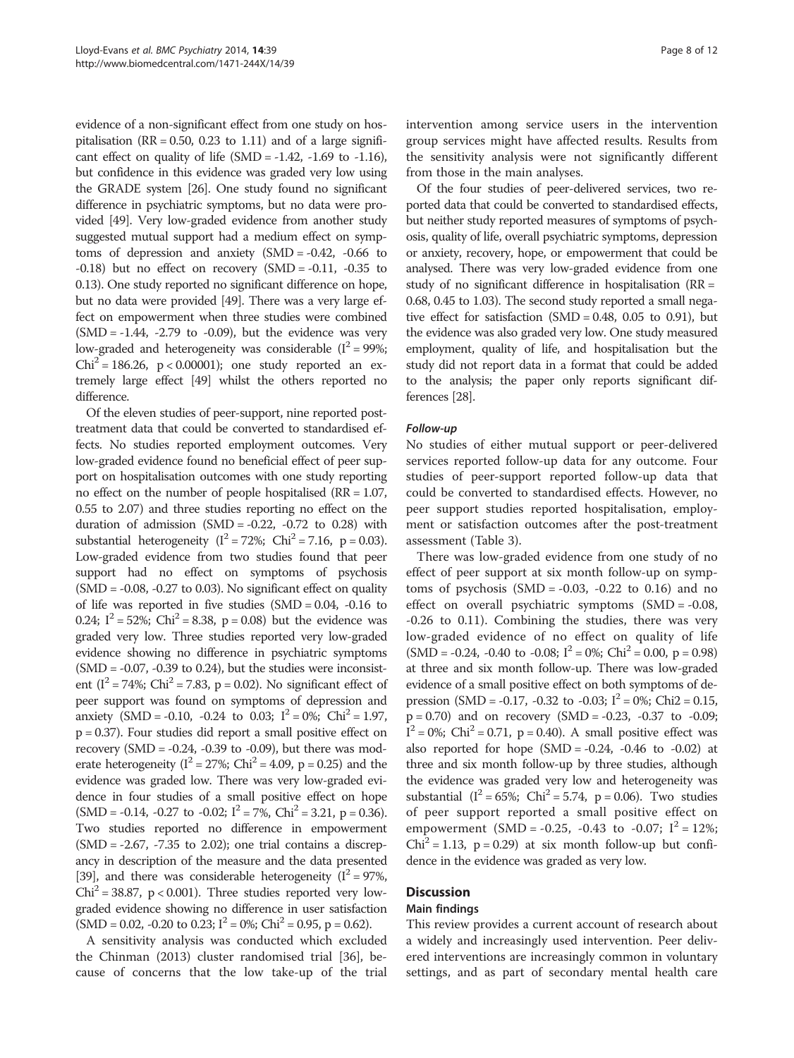evidence of a non-significant effect from one study on hospitalisation (RR = 0.50, 0.23 to 1.11) and of a large significant effect on quality of life (SMD = -1.42, -1.69 to -1.16), but confidence in this evidence was graded very low using the GRADE system [26]. One study found no significant difference in psychiatric symptoms, but no data were provided [49]. Very low-graded evidence from another study suggested mutual support had a medium effect on symptoms of depression and anxiety (SMD = -0.42, -0.66 to -0.18) but no effect on recovery (SMD = -0.11, -0.35 to 0.13). One study reported no significant difference on hope, but no data were provided [49]. There was a very large effect on empowerment when three studies were combined (SMD = -1.44, -2.79 to -0.09), but the evidence was very low-graded and heterogeneity was considerable ($I^2$ = 99%; $Chi^2$ = 186.26, p < 0.00001); one study reported an extremely large effect [49] whilst the others reported no difference.

Of the eleven studies of peer-support, nine reported post-treatment data that could be converted to standardised effects. No studies reported employment outcomes. Very low-graded evidence found no beneficial effect of peer support on hospitalisation outcomes with one study reporting no effect on the number of people hospitalised (RR = 1.07, 0.55 to 2.07) and three studies reporting no effect on the duration of admission (SMD = -0.22, -0.72 to 0.28) with substantial heterogeneity ($I^2$ = 72%; $Chi^2$ = 7.16, p = 0.03). Low-graded evidence from two studies found that peer support had no effect on symptoms of psychosis (SMD = -0.08, -0.27 to 0.03). No significant effect on quality of life was reported in five studies (SMD = 0.04, -0.16 to 0.24; $I^2$ = 52%; $Chi^2$ = 8.38, p = 0.08) but the evidence was graded very low. Three studies reported very low-graded evidence showing no difference in psychiatric symptoms (SMD = -0.07, -0.39 to 0.24), but the studies were inconsistent ($I^2$ = 74%; $Chi^2$ = 7.83, p = 0.02). No significant effect of peer support was found on symptoms of depression and anxiety (SMD = -0.10, -0.24 to 0.03; $I^2$ = 0%; $Chi^2$ = 1.97, p = 0.37). Four studies did report a small positive effect on recovery (SMD = -0.24, -0.39 to -0.09), but there was moderate heterogeneity ($I^2$ = 27%; $Chi^2$ = 4.09, p = 0.25) and the evidence was graded low. There was very low-graded evidence in four studies of a small positive effect on hope (SMD = -0.14, -0.27 to -0.02; $I^2$ = 7%, $Chi^2$ = 3.21, p = 0.36). Two studies reported no difference in empowerment (SMD = -2.67, -7.35 to 2.02); one trial contains a discrepancy in description of the measure and the data presented [39], and there was considerable heterogeneity ($I^2$ = 97%, $Chi^2$ = 38.87, p < 0.001). Three studies reported very low-graded evidence showing no difference in user satisfaction (SMD = 0.02, -0.20 to 0.23; $I^2$ = 0%; $Chi^2$ = 0.95, p = 0.62).

A sensitivity analysis was conducted which excluded the Chinman (2013) cluster randomised trial [36], because of concerns that the low take-up of the trial intervention among service users in the intervention group services might have affected results. Results from the sensitivity analysis were not significantly different from those in the main analyses.

Of the four studies of peer-delivered services, two reported data that could be converted to standardised effects, but neither study reported measures of symptoms of psychosis, quality of life, overall psychiatric symptoms, depression or anxiety, recovery, hope, or empowerment that could be analysed. There was very low-graded evidence from one study of no significant difference in hospitalisation (RR = 0.68, 0.45 to 1.03). The second study reported a small negative effect for satisfaction (SMD = 0.48, 0.05 to 0.91), but the evidence was also graded very low. One study measured employment, quality of life, and hospitalisation but the study did not report data in a format that could be added to the analysis; the paper only reports significant differences [28].

#### Follow-up

No studies of either mutual support or peer-delivered services reported follow-up data for any outcome. Four studies of peer-support reported follow-up data that could be converted to standardised effects. However, no peer support studies reported hospitalisation, employment or satisfaction outcomes after the post-treatment assessment (Table 3).

There was low-graded evidence from one study of no effect of peer support at six month follow-up on symptoms of psychosis (SMD = -0.03, -0.22 to 0.16) and no effect on overall psychiatric symptoms (SMD = -0.08, -0.26 to 0.11). Combining the studies, there was very low-graded evidence of no effect on quality of life (SMD = -0.24, -0.40 to -0.08; $I^2$ = 0%; $Chi^2$ = 0.00, p = 0.98) at three and six month follow-up. There was low-graded evidence of a small positive effect on both symptoms of depression (SMD = -0.17, -0.32 to -0.03; $I^2$ = 0%; Chi2 = 0.15, p = 0.70) and on recovery (SMD = -0.23, -0.37 to -0.09; $I^2$ = 0%; $Chi^2$ = 0.71, p = 0.40). A small positive effect was also reported for hope (SMD = -0.24, -0.46 to -0.02) at three and six month follow-up by three studies, although the evidence was graded very low and heterogeneity was substantial ($I^2$ = 65%; $Chi^2$ = 5.74, p = 0.06). Two studies of peer support reported a small positive effect on empowerment (SMD = -0.25, -0.43 to -0.07; $I^2$ = 12%; $Chi^2$ = 1.13, p = 0.29) at six month follow-up but confidence in the evidence was graded as very low.

## Discussion

### Main findings

This review provides a current account of research about a widely and increasingly used intervention. Peer delivered interventions are increasingly common in voluntary settings, and as part of secondary mental health care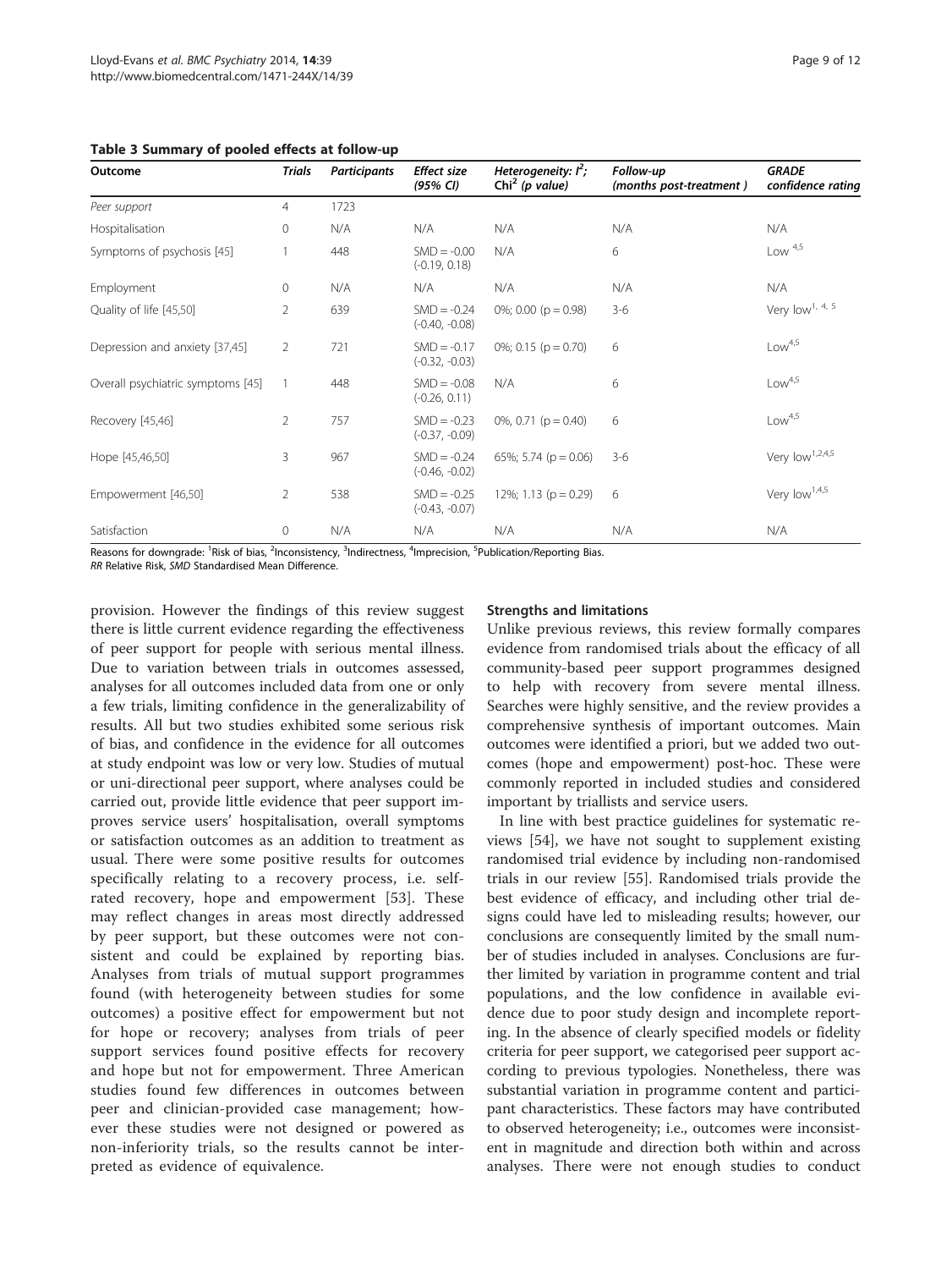**Table 3 Summary of pooled effects at follow-up**

| Outcome | Trials | Participants | Effect size (95% CI) | Heterogeneity: $I^2$; $Chi^2$ (p value) | Follow-up (months post-treatment ) | GRADE confidence rating |
|---|---|---|---|---|---|---|
| *Peer support* | 4 | 1723 | | | | |
| Hospitalisation | 0 | N/A | N/A | N/A | N/A | N/A |
| Symptoms of psychosis [45] | 1 | 448 | SMD = -0.00 (-0.19, 0.18) | N/A | 6 | Low [4,5] |
| Employment | 0 | N/A | N/A | N/A | N/A | N/A |
| Quality of life [45,50] | 2 | 639 | SMD = -0.24 (-0.40, -0.08) | 0%; 0.00 (p = 0.98) | 3-6 | Very low [1, 4, 5] |
| Depression and anxiety [37,45] | 2 | 721 | SMD = -0.17 (-0.32, -0.03) | 0%; 0.15 (p = 0.70) | 6 | Low [4,5] |
| Overall psychiatric symptoms [45] | 1 | 448 | SMD = -0.08 (-0.26, 0.11) | N/A | 6 | Low [4,5] |
| Recovery [45,46] | 2 | 757 | SMD = -0.23 (-0.37, -0.09) | 0%, 0.71 (p = 0.40) | 6 | Low [4,5] |
| Hope [45,46,50] | 3 | 967 | SMD = -0.24 (-0.46, -0.02) | 65%; 5.74 (p = 0.06) | 3-6 | Very low [1,2,4,5] |
| Empowerment [46,50] | 2 | 538 | SMD = -0.25 (-0.43, -0.07) | 12%; 1.13 (p = 0.29) | 6 | Very low [1,4,5] |
| Satisfaction | 0 | N/A | N/A | N/A | N/A | N/A |

Reasons for downgrade: [1]Risk of bias, [2]Inconsistency, [3]Indirectness, [4]Imprecision, [5]Publication/Reporting Bias.
*RR* Relative Risk, *SMD* Standardised Mean Difference.

provision. However the findings of this review suggest there is little current evidence regarding the effectiveness of peer support for people with serious mental illness. Due to variation between trials in outcomes assessed, analyses for all outcomes included data from one or only a few trials, limiting confidence in the generalizability of results. All but two studies exhibited some serious risk of bias, and confidence in the evidence for all outcomes at study endpoint was low or very low. Studies of mutual or uni-directional peer support, where analyses could be carried out, provide little evidence that peer support improves service users' hospitalisation, overall symptoms or satisfaction outcomes as an addition to treatment as usual. There were some positive results for outcomes specifically relating to a recovery process, i.e. self-rated recovery, hope and empowerment [53]. These may reflect changes in areas most directly addressed by peer support, but these outcomes were not consistent and could be explained by reporting bias. Analyses from trials of mutual support programmes found (with heterogeneity between studies for some outcomes) a positive effect for empowerment but not for hope or recovery; analyses from trials of peer support services found positive effects for recovery and hope but not for empowerment. Three American studies found few differences in outcomes between peer and clinician-provided case management; however these studies were not designed or powered as non-inferiority trials, so the results cannot be interpreted as evidence of equivalence.

### Strengths and limitations

Unlike previous reviews, this review formally compares evidence from randomised trials about the efficacy of all community-based peer support programmes designed to help with recovery from severe mental illness. Searches were highly sensitive, and the review provides a comprehensive synthesis of important outcomes. Main outcomes were identified a priori, but we added two outcomes (hope and empowerment) post-hoc. These were commonly reported in included studies and considered important by triallists and service users.

In line with best practice guidelines for systematic reviews [54], we have not sought to supplement existing randomised trial evidence by including non-randomised trials in our review [55]. Randomised trials provide the best evidence of efficacy, and including other trial designs could have led to misleading results; however, our conclusions are consequently limited by the small number of studies included in analyses. Conclusions are further limited by variation in programme content and trial populations, and the low confidence in available evidence due to poor study design and incomplete reporting. In the absence of clearly specified models or fidelity criteria for peer support, we categorised peer support according to previous typologies. Nonetheless, there was substantial variation in programme content and participant characteristics. These factors may have contributed to observed heterogeneity; i.e., outcomes were inconsistent in magnitude and direction both within and across analyses. There were not enough studies to conduct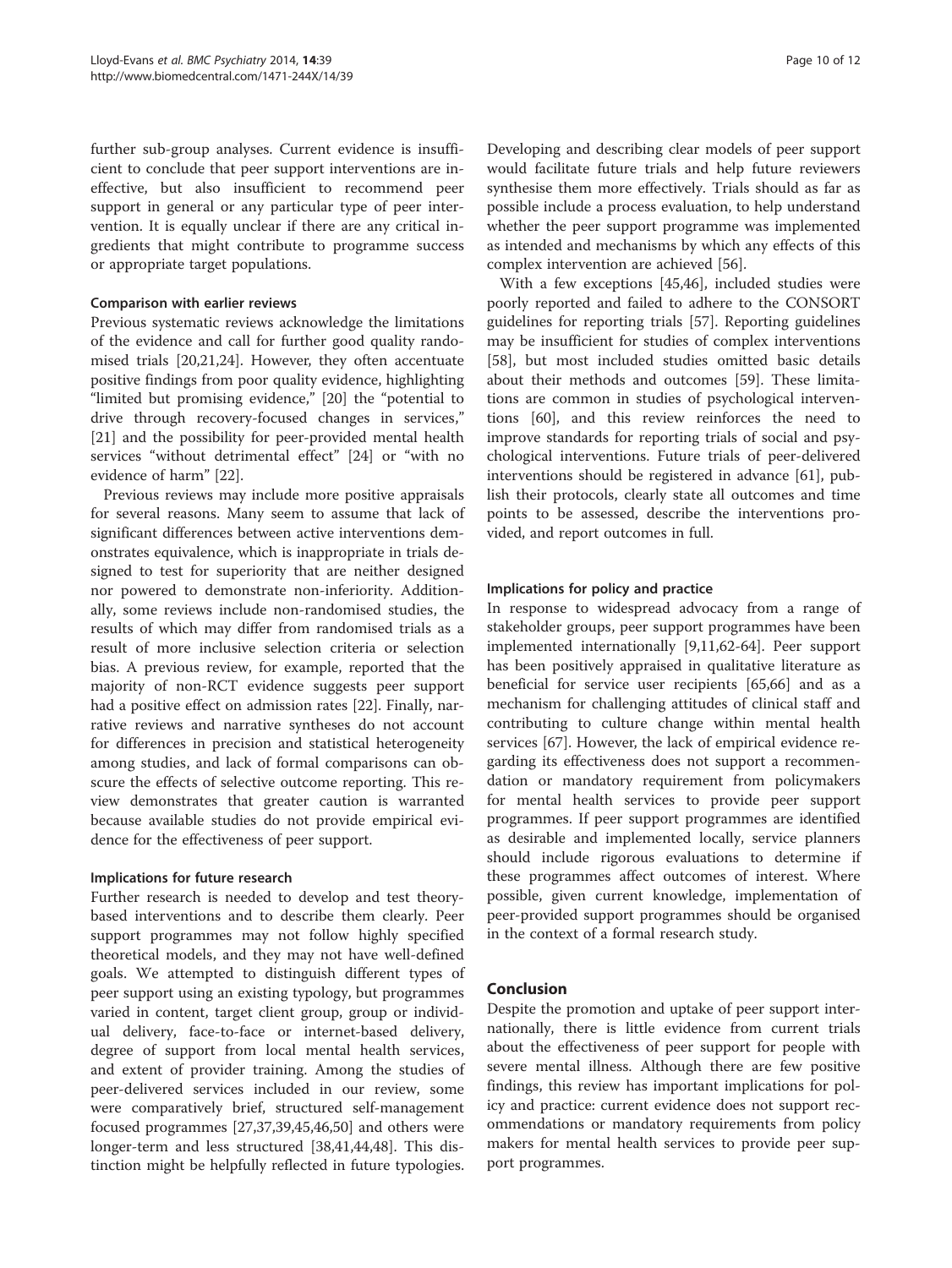further sub-group analyses. Current evidence is insufficient to conclude that peer support interventions are ineffective, but also insufficient to recommend peer support in general or any particular type of peer intervention. It is equally unclear if there are any critical ingredients that might contribute to programme success or appropriate target populations.

### Comparison with earlier reviews

Previous systematic reviews acknowledge the limitations of the evidence and call for further good quality randomised trials [20,21,24]. However, they often accentuate positive findings from poor quality evidence, highlighting "limited but promising evidence," [20] the "potential to drive through recovery-focused changes in services," [21] and the possibility for peer-provided mental health services "without detrimental effect" [24] or "with no evidence of harm" [22].

Previous reviews may include more positive appraisals for several reasons. Many seem to assume that lack of significant differences between active interventions demonstrates equivalence, which is inappropriate in trials designed to test for superiority that are neither designed nor powered to demonstrate non-inferiority. Additionally, some reviews include non-randomised studies, the results of which may differ from randomised trials as a result of more inclusive selection criteria or selection bias. A previous review, for example, reported that the majority of non-RCT evidence suggests peer support had a positive effect on admission rates [22]. Finally, narrative reviews and narrative syntheses do not account for differences in precision and statistical heterogeneity among studies, and lack of formal comparisons can obscure the effects of selective outcome reporting. This review demonstrates that greater caution is warranted because available studies do not provide empirical evidence for the effectiveness of peer support.

### Implications for future research

Further research is needed to develop and test theory-based interventions and to describe them clearly. Peer support programmes may not follow highly specified theoretical models, and they may not have well-defined goals. We attempted to distinguish different types of peer support using an existing typology, but programmes varied in content, target client group, group or individual delivery, face-to-face or internet-based delivery, degree of support from local mental health services, and extent of provider training. Among the studies of peer-delivered services included in our review, some were comparatively brief, structured self-management focused programmes [27,37,39,45,46,50] and others were longer-term and less structured [38,41,44,48]. This distinction might be helpfully reflected in future typologies. Developing and describing clear models of peer support would facilitate future trials and help future reviewers synthesise them more effectively. Trials should as far as possible include a process evaluation, to help understand whether the peer support programme was implemented as intended and mechanisms by which any effects of this complex intervention are achieved [56].

With a few exceptions [45,46], included studies were poorly reported and failed to adhere to the CONSORT guidelines for reporting trials [57]. Reporting guidelines may be insufficient for studies of complex interventions [58], but most included studies omitted basic details about their methods and outcomes [59]. These limitations are common in studies of psychological interventions [60], and this review reinforces the need to improve standards for reporting trials of social and psychological interventions. Future trials of peer-delivered interventions should be registered in advance [61], publish their protocols, clearly state all outcomes and time points to be assessed, describe the interventions provided, and report outcomes in full.

### Implications for policy and practice

In response to widespread advocacy from a range of stakeholder groups, peer support programmes have been implemented internationally [9,11,62-64]. Peer support has been positively appraised in qualitative literature as beneficial for service user recipients [65,66] and as a mechanism for challenging attitudes of clinical staff and contributing to culture change within mental health services [67]. However, the lack of empirical evidence regarding its effectiveness does not support a recommendation or mandatory requirement from policymakers for mental health services to provide peer support programmes. If peer support programmes are identified as desirable and implemented locally, service planners should include rigorous evaluations to determine if these programmes affect outcomes of interest. Where possible, given current knowledge, implementation of peer-provided support programmes should be organised in the context of a formal research study.

## Conclusion

Despite the promotion and uptake of peer support internationally, there is little evidence from current trials about the effectiveness of peer support for people with severe mental illness. Although there are few positive findings, this review has important implications for policy and practice: current evidence does not support recommendations or mandatory requirements from policy makers for mental health services to provide peer support programmes.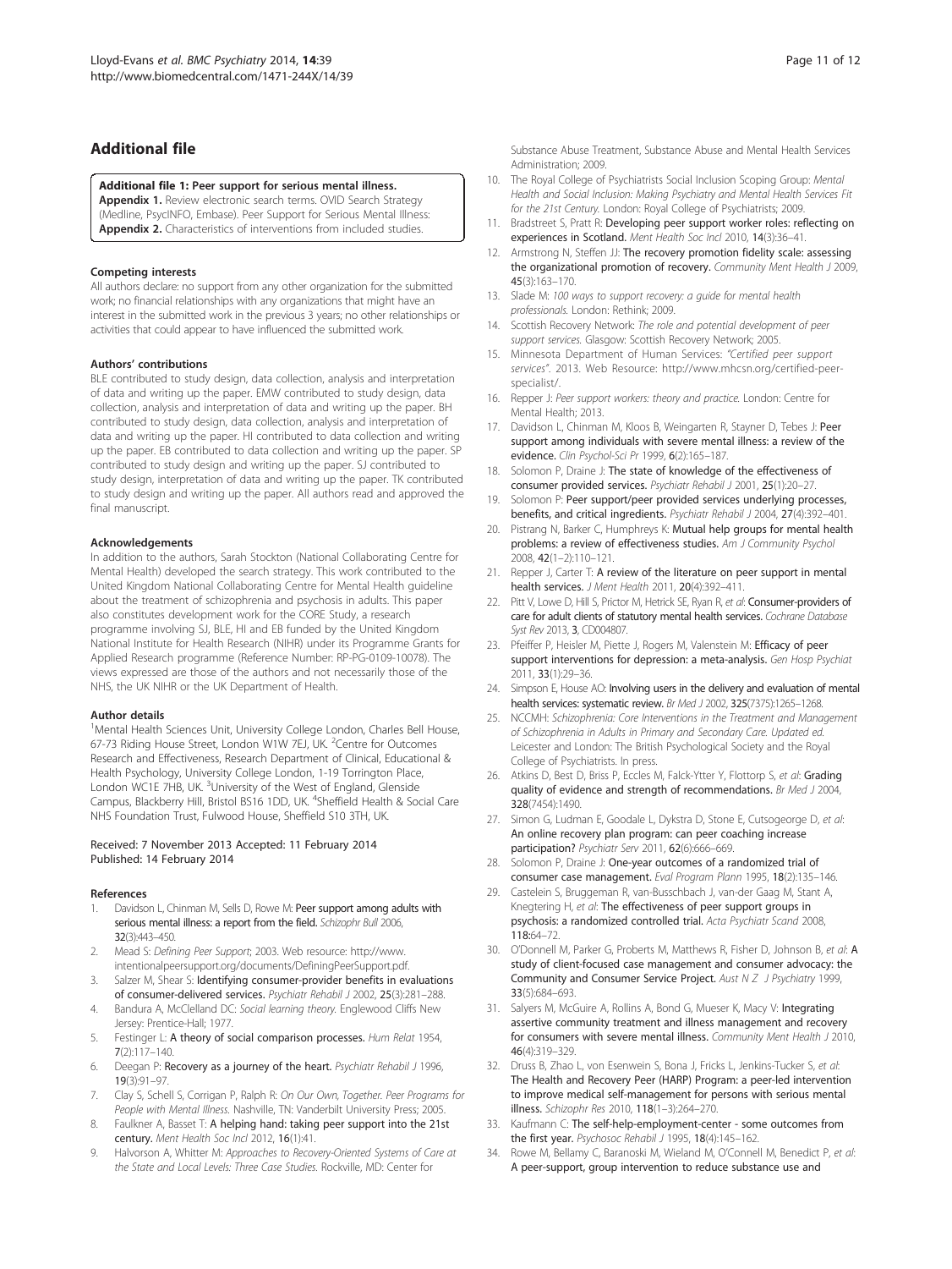## Additional file

**Additional file 1: Peer support for serious mental illness.** **Appendix 1.** Review electronic search terms. OVID Search Strategy (Medline, PsycINFO, Embase). Peer Support for Serious Mental Illness: **Appendix 2.** Characteristics of interventions from included studies.

#### Competing interests

All authors declare: no support from any other organization for the submitted work; no financial relationships with any organizations that might have an interest in the submitted work in the previous 3 years; no other relationships or activities that could appear to have influenced the submitted work.

#### Authors' contributions

BLE contributed to study design, data collection, analysis and interpretation of data and writing up the paper. EMW contributed to study design, data collection, analysis and interpretation of data and writing up the paper. BH contributed to study design, data collection, analysis and interpretation of data and writing up the paper. HI contributed to data collection and writing up the paper. EB contributed to data collection and writing up the paper. SP contributed to study design and writing up the paper. SJ contributed to study design, interpretation of data and writing up the paper. TK contributed to study design and writing up the paper. All authors read and approved the final manuscript.

#### Acknowledgements

In addition to the authors, Sarah Stockton (National Collaborating Centre for Mental Health) developed the search strategy. This work contributed to the United Kingdom National Collaborating Centre for Mental Health guideline about the treatment of schizophrenia and psychosis in adults. This paper also constitutes development work for the CORE Study, a research programme involving SJ, BLE, HI and EB funded by the United Kingdom National Institute for Health Research (NIHR) under its Programme Grants for Applied Research programme (Reference Number: RP-PG-0109-10078). The views expressed are those of the authors and not necessarily those of the NHS, the UK NIHR or the UK Department of Health.

#### Author details

[1]Mental Health Sciences Unit, University College London, Charles Bell House, 67-73 Riding House Street, London W1W 7EJ, UK. [2]Centre for Outcomes Research and Effectiveness, Research Department of Clinical, Educational & Health Psychology, University College London, 1-19 Torrington Place, London WC1E 7HB, UK. [3]University of the West of England, Glenside Campus, Blackberry Hill, Bristol BS16 1DD, UK. [4]Sheffield Health & Social Care NHS Foundation Trust, Fulwood House, Sheffield S10 3TH, UK.

Received: 7 November 2013 Accepted: 11 February 2014
Published: 14 February 2014

#### References

1. Davidson L, Chinman M, Sells D, Rowe M: **Peer support among adults with serious mental illness: a report from the field.** *Schizophr Bull* 2006, **32**(3):443–450.
2. Mead S: *Defining Peer Support*; 2003. Web resource: http://www.intentionalpeersupport.org/documents/DefiningPeerSupport.pdf.
3. Salzer M, Shear S: **Identifying consumer-provider benefits in evaluations of consumer-delivered services.** *Psychiatr Rehabil J* 2002, **25**(3):281–288.
4. Bandura A, McClelland DC: *Social learning theory.* Englewood Cliffs New Jersey: Prentice-Hall; 1977.
5. Festinger L: **A theory of social comparison processes.** *Hum Relat* 1954, **7**(2):117–140.
6. Deegan P: **Recovery as a journey of the heart.** *Psychiatr Rehabil J* 1996, **19**(3):91–97.
7. Clay S, Schell S, Corrigan P, Ralph R: *On Our Own, Together. Peer Programs for People with Mental Illness.* Nashville, TN: Vanderbilt University Press; 2005.
8. Faulkner A, Basset T: **A helping hand: taking peer support into the 21st century.** *Ment Health Soc Incl* 2012, **16**(1):41.
9. Halvorson A, Whitter M: *Approaches to Recovery-Oriented Systems of Care at the State and Local Levels: Three Case Studies.* Rockville, MD: Center for Substance Abuse Treatment, Substance Abuse and Mental Health Services Administration; 2009.
10. The Royal College of Psychiatrists Social Inclusion Scoping Group: *Mental Health and Social Inclusion: Making Psychiatry and Mental Health Services Fit for the 21st Century.* London: Royal College of Psychiatrists; 2009.
11. Bradstreet S, Pratt R: **Developing peer support worker roles: reflecting on experiences in Scotland.** *Ment Health Soc Incl* 2010, **14**(3):36–41.
12. Armstrong N, Steffen JJ: **The recovery promotion fidelity scale: assessing the organizational promotion of recovery.** *Community Ment Health J* 2009, **45**(3):163–170.
13. Slade M: *100 ways to support recovery: a guide for mental health professionals.* London: Rethink; 2009.
14. Scottish Recovery Network: *The role and potential development of peer support services.* Glasgow: Scottish Recovery Network; 2005.
15. Minnesota Department of Human Services: *"Certified peer support services".* 2013. Web Resource: http://www.mhcsn.org/certified-peer-specialist/.
16. Repper J: *Peer support workers: theory and practice.* London: Centre for Mental Health; 2013.
17. Davidson L, Chinman M, Kloos B, Weingarten R, Stayner D, Tebes J: **Peer support among individuals with severe mental illness: a review of the evidence.** *Clin Psychol-Sci Pr* 1999, **6**(2):165–187.
18. Solomon P, Draine J: **The state of knowledge of the effectiveness of consumer provided services.** *Psychiatr Rehabil J* 2001, **25**(1):20–27.
19. Solomon P: **Peer support/peer provided services underlying processes, benefits, and critical ingredients.** *Psychiatr Rehabil J* 2004, **27**(4):392–401.
20. Pistrang N, Barker C, Humphreys K: **Mutual help groups for mental health problems: a review of effectiveness studies.** *Am J Community Psychol* 2008, **42**(1–2):110–121.
21. Repper J, Carter T: **A review of the literature on peer support in mental health services.** *J Ment Health* 2011, **20**(4):392–411.
22. Pitt V, Lowe D, Hill S, Prictor M, Hetrick SE, Ryan R, *et al*: **Consumer-providers of care for adult clients of statutory mental health services.** *Cochrane Database Syst Rev* 2013, **3**, CD004807.
23. Pfeiffer P, Heisler M, Piette J, Rogers M, Valenstein M: **Efficacy of peer support interventions for depression: a meta-analysis.** *Gen Hosp Psychiat* 2011, **33**(1):29–36.
24. Simpson E, House AO: **Involving users in the delivery and evaluation of mental health services: systematic review.** *Br Med J* 2002, **325**(7375):1265–1268.
25. NCCMH: *Schizophrenia: Core Interventions in the Treatment and Management of Schizophrenia in Adults in Primary and Secondary Care. Updated ed.* Leicester and London: The British Psychological Society and the Royal College of Psychiatrists. In press.
26. Atkins D, Best D, Briss P, Eccles M, Falck-Ytter Y, Flottorp S, *et al*: **Grading quality of evidence and strength of recommendations.** *Br Med J* 2004, **328**(7454):1490.
27. Simon G, Ludman E, Goodale L, Dykstra D, Stone E, Cutsogeorge D, *et al*: **An online recovery plan program: can peer coaching increase participation?** *Psychiatr Serv* 2011, **62**(6):666–669.
28. Solomon P, Draine J: **One-year outcomes of a randomized trial of consumer case management.** *Eval Program Plann* 1995, **18**(2):135–146.
29. Castelein S, Bruggeman R, van-Busschbach J, van-der Gaag M, Stant A, Knegtering H, *et al*: **The effectiveness of peer support groups in psychosis: a randomized controlled trial.** *Acta Psychiatr Scand* 2008, **118**:64–72.
30. O'Donnell M, Parker G, Proberts M, Matthews R, Fisher D, Johnson B, *et al*: **A study of client-focused case management and consumer advocacy: the Community and Consumer Service Project.** *Aust N Z J Psychiatry* 1999, **33**(5):684–693.
31. Salyers M, McGuire A, Rollins A, Bond G, Mueser K, Macy V: **Integrating assertive community treatment and illness management and recovery for consumers with severe mental illness.** *Community Ment Health J* 2010, **46**(4):319–329.
32. Druss B, Zhao L, von Esenwein S, Bona J, Fricks L, Jenkins-Tucker S, *et al*: **The Health and Recovery Peer (HARP) Program: a peer-led intervention to improve medical self-management for persons with serious mental illness.** *Schizophr Res* 2010, **118**(1–3):264–270.
33. Kaufmann C: **The self-help-employment-center - some outcomes from the first year.** *Psychosoc Rehabil J* 1995, **18**(4):145–162.
34. Rowe M, Bellamy C, Baranoski M, Wieland M, O'Connell M, Benedict P, *et al*: **A peer-support, group intervention to reduce substance use and**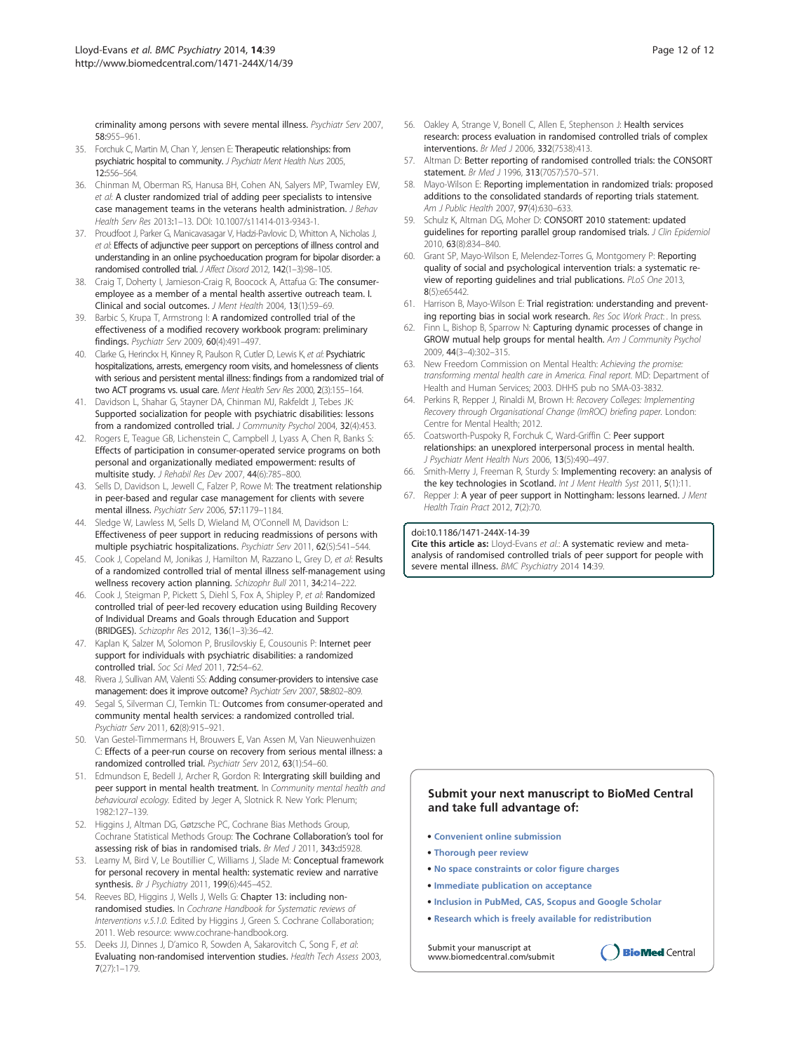criminality among persons with severe mental illness. *Psychiatr Serv* 2007, **58**:955–961.

35. Forchuk C, Martin M, Chan Y, Jensen E: **Therapeutic relationships: from psychiatric hospital to community.** *J Psychiatr Ment Health Nurs* 2005, **12**:556–564.
36. Chinman M, Oberman RS, Hanusa BH, Cohen AN, Salyers MP, Twamley EW, *et al*: **A cluster randomized trial of adding peer specialists to intensive case management teams in the veterans health administration.** *J Behav Health Serv Res* 2013:1–13. DOI: 10.1007/s11414-013-9343-1.
37. Proudfoot J, Parker G, Manicavasagar V, Hadzi-Pavlovic D, Whitton A, Nicholas J, *et al*: **Effects of adjunctive peer support on perceptions of illness control and understanding in an online psychoeducation program for bipolar disorder: a randomised controlled trial.** *J Affect Disord* 2012, **142**(1–3):98–105.
38. Craig T, Doherty I, Jamieson-Craig R, Boocock A, Attafua G: **The consumer-employee as a member of a mental health assertive outreach team. I. Clinical and social outcomes.** *J Ment Health* 2004, **13**(1):59–69.
39. Barbic S, Krupa T, Armstrong I: **A randomized controlled trial of the effectiveness of a modified recovery workbook program: preliminary findings.** *Psychiatr Serv* 2009, **60**(4):491–497.
40. Clarke G, Herinckx H, Kinney R, Paulson R, Cutler D, Lewis K, *et al*: **Psychiatric hospitalizations, arrests, emergency room visits, and homelessness of clients with serious and persistent mental illness: findings from a randomized trial of two ACT programs vs. usual care.** *Ment Health Serv Res* 2000, **2**(3):155–164.
41. Davidson L, Shahar G, Stayner DA, Chinman MJ, Rakfeldt J, Tebes JK: **Supported socialization for people with psychiatric disabilities: lessons from a randomized controlled trial.** *J Community Psychol* 2004, **32**(4):453.
42. Rogers E, Teague GB, Lichenstein C, Campbell J, Lyass A, Chen R, Banks S: **Effects of participation in consumer-operated service programs on both personal and organizationally mediated empowerment: results of multisite study.** *J Rehabil Res Dev* 2007, **44**(6):785–800.
43. Sells D, Davidson L, Jewell C, Falzer P, Rowe M: **The treatment relationship in peer-based and regular case management for clients with severe mental illness.** *Psychiatr Serv* 2006, **57**:1179–1184.
44. Sledge W, Lawless M, Sells D, Wieland M, O'Connell M, Davidson L: **Effectiveness of peer support in reducing readmissions of persons with multiple psychiatric hospitalizations.** *Psychiatr Serv* 2011, **62**(5):541–544.
45. Cook J, Copeland M, Jonikas J, Hamilton M, Razzano L, Grey D, *et al*: **Results of a randomized controlled trial of mental illness self-management using wellness recovery action planning.** *Schizophr Bull* 2011, **34**:214–222.
46. Cook J, Steigman P, Pickett S, Diehl S, Fox A, Shipley P, *et al*: **Randomized controlled trial of peer-led recovery education using Building Recovery of Individual Dreams and Goals through Education and Support (BRIDGES).** *Schizophr Res* 2012, **136**(1–3):36–42.
47. Kaplan K, Salzer M, Solomon P, Brusilovskiy E, Cousounis P: **Internet peer support for individuals with psychiatric disabilities: a randomized controlled trial.** *Soc Sci Med* 2011, **72**:54–62.
48. Rivera J, Sullivan AM, Valenti SS: **Adding consumer-providers to intensive case management: does it improve outcome?** *Psychiatr Serv* 2007, **58**:802–809.
49. Segal S, Silverman CJ, Temkin TL: **Outcomes from consumer-operated and community mental health services: a randomized controlled trial.** *Psychiatr Serv* 2011, **62**(8):915–921.
50. Van Gestel-Timmermans H, Brouwers E, Van Assen M, Van Nieuwenhuizen C: **Effects of a peer-run course on recovery from serious mental illness: a randomized controlled trial.** *Psychiatr Serv* 2012, **63**(1):54–60.
51. Edmundson E, Bedell J, Archer R, Gordon R: **Intergrating skill building and peer support in mental health treatment.** In *Community mental health and behavioural ecology.* Edited by Jeger A, Slotnick R. New York: Plenum; 1982:127–139.
52. Higgins J, Altman DG, Gøtzsche PC, Cochrane Bias Methods Group, Cochrane Statistical Methods Group: **The Cochrane Collaboration's tool for assessing risk of bias in randomised trials.** *Br Med J* 2011, **343**:d5928.
53. Leamy M, Bird V, Le Boutillier C, Williams J, Slade M: **Conceptual framework for personal recovery in mental health: systematic review and narrative synthesis.** *Br J Psychiatry* 2011, **199**(6):445–452.
54. Reeves BD, Higgins J, Wells J, Wells G: **Chapter 13: including non-randomised studies.** In *Cochrane Handbook for Systematic reviews of Interventions v.5.1.0.* Edited by Higgins J, Green S. Cochrane Collaboration; 2011. Web resource: www.cochrane-handbook.org.
55. Deeks JJ, Dinnes J, D'amico R, Sowden A, Sakarovitch C, Song F, *et al*: **Evaluating non-randomised intervention studies.** *Health Tech Assess* 2003, **7**(27):1–179.
56. Oakley A, Strange V, Bonell C, Allen E, Stephenson J: **Health services research: process evaluation in randomised controlled trials of complex interventions.** *Br Med J* 2006, **332**(7538):413.
57. Altman D: **Better reporting of randomised controlled trials: the CONSORT statement.** *Br Med J* 1996, **313**(7057):570–571.
58. Mayo-Wilson E: **Reporting implementation in randomized trials: proposed additions to the consolidated standards of reporting trials statement.** *Am J Public Health* 2007, **97**(4):630–633.
59. Schulz K, Altman DG, Moher D: **CONSORT 2010 statement: updated guidelines for reporting parallel group randomised trials.** *J Clin Epidemiol* 2010, **63**(8):834–840.
60. Grant SP, Mayo-Wilson E, Melendez-Torres G, Montgomery P: **Reporting quality of social and psychological intervention trials: a systematic review of reporting guidelines and trial publications.** *PLoS One* 2013, **8**(5):e65442.
61. Harrison B, Mayo-Wilson E: **Trial registration: understanding and preventing reporting bias in social work research.** *Res Soc Work Pract*: . In press.
62. Finn L, Bishop B, Sparrow N: **Capturing dynamic processes of change in GROW mutual help groups for mental health.** *Am J Community Psychol* 2009, **44**(3–4):302–315.
63. New Freedom Commission on Mental Health: *Achieving the promise: transforming mental health care in America. Final report.* MD: Department of Health and Human Services; 2003. DHHS pub no SMA-03-3832.
64. Perkins R, Repper J, Rinaldi M, Brown H: *Recovery Colleges: Implementing Recovery through Organisational Change (ImROC) briefing paper.* London: Centre for Mental Health; 2012.
65. Coatsworth-Puspoky R, Forchuk C, Ward-Griffin C: **Peer support relationships: an unexplored interpersonal process in mental health.** *J Psychiatr Ment Health Nurs* 2006, **13**(5):490–497.
66. Smith-Merry J, Freeman R, Sturdy S: **Implementing recovery: an analysis of the key technologies in Scotland.** *Int J Ment Health Syst* 2011, **5**(1):11.
67. Repper J: **A year of peer support in Nottingham: lessons learned.** *J Ment Health Train Pract* 2012, **7**(2):70.

doi:10.1186/1471-244X-14-39

**Cite this article as:** Lloyd-Evans *et al.*: A systematic review and meta-analysis of randomised controlled trials of peer support for people with severe mental illness. *BMC Psychiatry* 2014 **14**:39.

**Submit your next manuscript to BioMed Central and take full advantage of:**

- Convenient online submission
- Thorough peer review
- No space constraints or color figure charges
- Immediate publication on acceptance
- Inclusion in PubMed, CAS, Scopus and Google Scholar
- Research which is freely available for redistribution

Submit your manuscript at www.biomedcentral.com/submit

BioMed Central